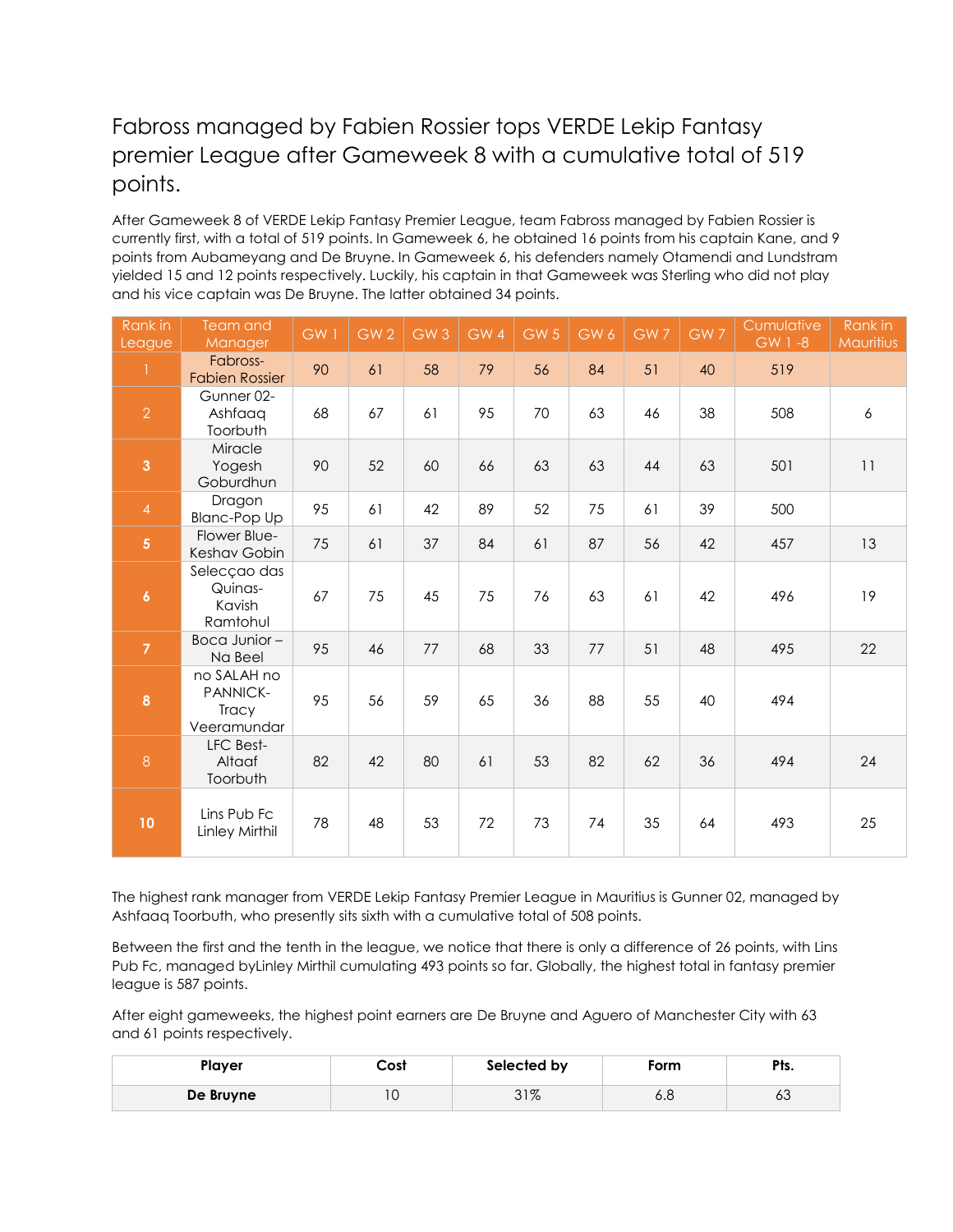# Fabross managed by Fabien Rossier tops VERDE Lekip Fantasy premier League after Gameweek 8 with a cumulative total of 519 points.

After Gameweek 8 of VERDE Lekip Fantasy Premier League, team Fabross managed by Fabien Rossier is currently first, with a total of 519 points. In Gameweek 6, he obtained 16 points from his captain Kane, and 9 points from Aubameyang and De Bruyne. In Gameweek 6, his defenders namely Otamendi and Lundstram yielded 15 and 12 points respectively. Luckily, his captain in that Gameweek was Sterling who did not play and his vice captain was De Bruyne. The latter obtained 34 points.

| Rank in League | Team and Manager | GW 1 | GW 2 | GW 3 | GW 4 | GW 5 | GW 6 | GW 7 | GW 7 | Cumulative GW 1 -8 | Rank in Mauritius |
|---|---|---|---|---|---|---|---|---|---|---|---|
| 1 | Fabross-Fabien Rossier | 90 | 61 | 58 | 79 | 56 | 84 | 51 | 40 | 519 | |
| 2 | Gunner 02-Ashfaaq Toorbuth | 68 | 67 | 61 | 95 | 70 | 63 | 46 | 38 | 508 | 6 |
| 3 | Miracle Yogesh Goburdhun | 90 | 52 | 60 | 66 | 63 | 63 | 44 | 63 | 501 | 11 |
| 4 | Dragon Blanc-Pop Up | 95 | 61 | 42 | 89 | 52 | 75 | 61 | 39 | 500 | |
| 5 | Flower Blue-Keshav Gobin | 75 | 61 | 37 | 84 | 61 | 87 | 56 | 42 | 457 | 13 |
| 6 | Selecçao das Quinas-Kavish Ramtohul | 67 | 75 | 45 | 75 | 76 | 63 | 61 | 42 | 496 | 19 |
| 7 | Boca Junior – Na Beel | 95 | 46 | 77 | 68 | 33 | 77 | 51 | 48 | 495 | 22 |
| 8 | no SALAH no PANNICK-Tracy Veeramundar | 95 | 56 | 59 | 65 | 36 | 88 | 55 | 40 | 494 | |
| 8 | LFC Best-Altaaf Toorbuth | 82 | 42 | 80 | 61 | 53 | 82 | 62 | 36 | 494 | 24 |
| 10 | Lins Pub Fc Linley Mirthil | 78 | 48 | 53 | 72 | 73 | 74 | 35 | 64 | 493 | 25 |

The highest rank manager from VERDE Lekip Fantasy Premier League in Mauritius is Gunner 02, managed by Ashfaaq Toorbuth, who presently sits sixth with a cumulative total of 508 points.

Between the first and the tenth in the league, we notice that there is only a difference of 26 points, with Lins Pub Fc, managed byLinley Mirthil cumulating 493 points so far. Globally, the highest total in fantasy premier league is 587 points.

After eight gameweeks, the highest point earners are De Bruyne and Aguero of Manchester City with 63 and 61 points respectively.

| Player | Cost | Selected by | Form | Pts. |
|---|---|---|---|---|
| **De Bruyne** | 10 | 31% | 6.8 | 63 |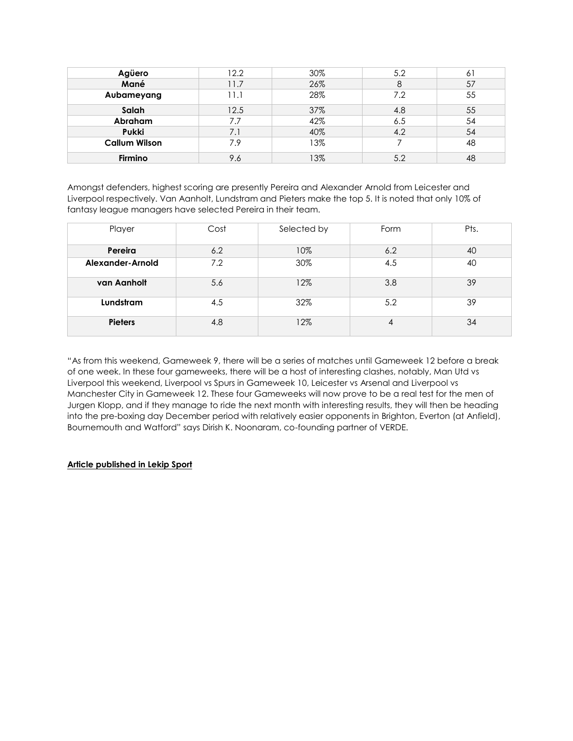| | | | | |
|---|---|---|---|---|
| **Agüero** | 12.2 | 30% | 5.2 | 61 |
| **Mané** | 11.7 | 26% | 8 | 57 |
| **Aubameyang** | 11.1 | 28% | 7.2 | 55 |
| **Salah** | 12.5 | 37% | 4.8 | 55 |
| **Abraham** | 7.7 | 42% | 6.5 | 54 |
| **Pukki** | 7.1 | 40% | 4.2 | 54 |
| **Callum Wilson** | 7.9 | 13% | 7 | 48 |
| **Firmino** | 9.6 | 13% | 5.2 | 48 |

Amongst defenders, highest scoring are presently Pereira and Alexander Arnold from Leicester and Liverpool respectively. Van Aanholt, Lundstram and Pieters make the top 5. It is noted that only 10% of fantasy league managers have selected Pereira in their team.

| Player | Cost | Selected by | Form | Pts. |
|---|---|---|---|---|
| **Pereira** | 6.2 | 10% | 6.2 | 40 |
| **Alexander-Arnold** | 7.2 | 30% | 4.5 | 40 |
| **van Aanholt** | 5.6 | 12% | 3.8 | 39 |
| **Lundstram** | 4.5 | 32% | 5.2 | 39 |
| **Pieters** | 4.8 | 12% | 4 | 34 |

"As from this weekend, Gameweek 9, there will be a series of matches until Gameweek 12 before a break of one week. In these four gameweeks, there will be a host of interesting clashes, notably, Man Utd vs Liverpool this weekend, Liverpool vs Spurs in Gameweek 10, Leicester vs Arsenal and Liverpool vs Manchester City in Gameweek 12. These four Gameweeks will now prove to be a real test for the men of Jurgen Klopp, and if they manage to ride the next month with interesting results, they will then be heading into the pre-boxing day December period with relatively easier opponents in Brighton, Everton (at Anfield), Bournemouth and Watford" says Dirish K. Noonaram, co-founding partner of VERDE.

**Article published in Lekip Sport**